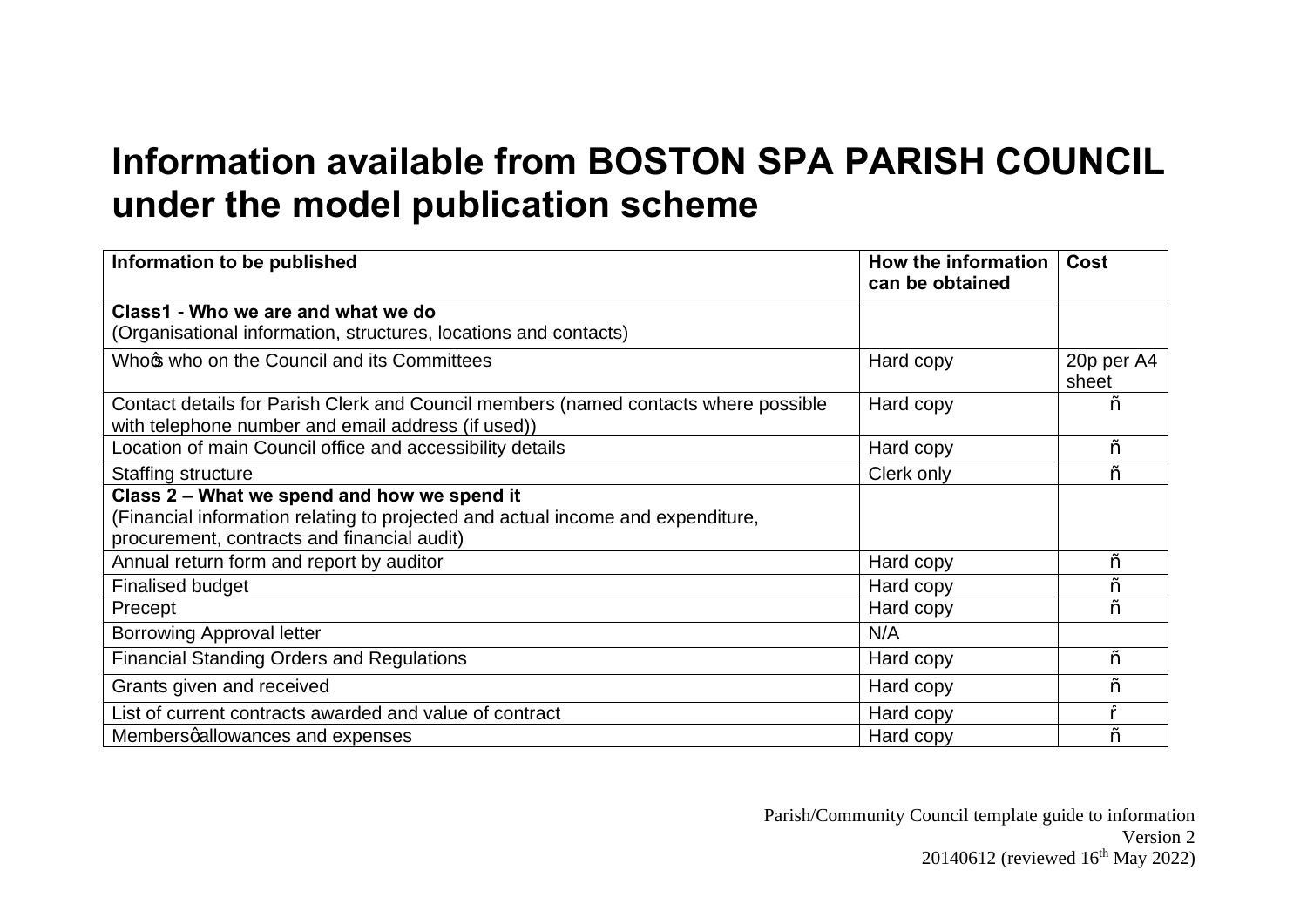# Information available from BOSTON SPA PARISH COUNCIL under the model publication scheme

| Information to be published | How the information can be obtained | Cost |
|---|---|---|
| **Class1 - Who we are and what we do**<br>(Organisational information, structures, locations and contacts) | | |
| Whoõs who on the Council and its Committees | Hard copy | 20p per A4 sheet |
| Contact details for Parish Clerk and Council members (named contacts where possible with telephone number and email address (if used)) | Hard copy | ñ |
| Location of main Council office and accessibility details | Hard copy | ñ |
| Staffing structure | Clerk only | ñ |
| **Class 2 – What we spend and how we spend it**<br>(Financial information relating to projected and actual income and expenditure, procurement, contracts and financial audit) | | |
| Annual return form and report by auditor | Hard copy | ñ |
| Finalised budget | Hard copy | ñ |
| Precept | Hard copy | ñ |
| Borrowing Approval letter | N/A | |
| Financial Standing Orders and Regulations | Hard copy | ñ |
| Grants given and received | Hard copy | ñ |
| List of current contracts awarded and value of contract | Hard copy | ґ |
| Membersõ allowances and expenses | Hard copy | ñ |

Parish/Community Council template guide to information
Version 2
20140612 (reviewed 16th May 2022)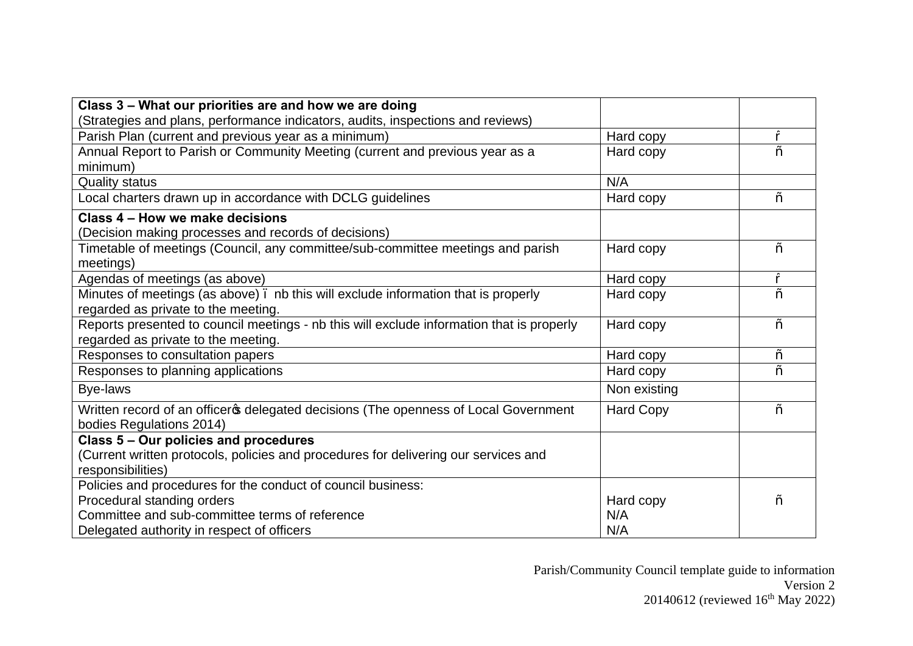| **Class 3 – What our priorities are and how we are doing**<br>(Strategies and plans, performance indicators, audits, inspections and reviews) | | |
|---|---|---|
| Parish Plan (current and previous year as a minimum) | Hard copy | ŕ |
| Annual Report to Parish or Community Meeting (current and previous year as a minimum) | Hard copy | ñ |
| Quality status | N/A | |
| Local charters drawn up in accordance with DCLG guidelines | Hard copy | ñ |
| **Class 4 – How we make decisions**<br>(Decision making processes and records of decisions) | | |
| Timetable of meetings (Council, any committee/sub-committee meetings and parish meetings) | Hard copy | ñ |
| Agendas of meetings (as above) | Hard copy | ŕ |
| Minutes of meetings (as above) ï nb this will exclude information that is properly regarded as private to the meeting. | Hard copy | ñ |
| Reports presented to council meetings - nb this will exclude information that is properly regarded as private to the meeting. | Hard copy | ñ |
| Responses to consultation papers | Hard copy | ñ |
| Responses to planning applications | Hard copy | ñ |
| Bye-laws | Non existing | |
| Written record of an officerƒs delegated decisions (The openness of Local Government bodies Regulations 2014) | Hard Copy | ñ |
| **Class 5 – Our policies and procedures**<br>(Current written protocols, policies and procedures for delivering our services and responsibilities) | | |
| Policies and procedures for the conduct of council business:<br>Procedural standing orders<br>Committee and sub-committee terms of reference<br>Delegated authority in respect of officers | <br>Hard copy<br>N/A<br>N/A | <br>ñ |

Parish/Community Council template guide to information
Version 2
20140612 (reviewed 16th May 2022)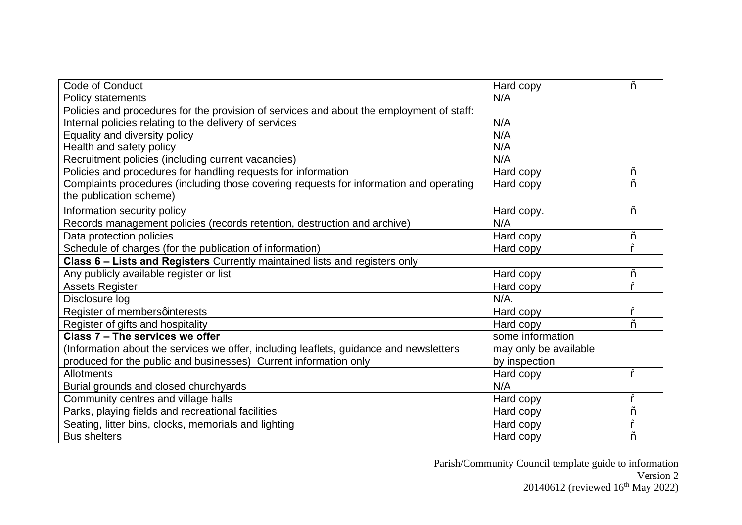| | | |
|---|---|---|
| Code of Conduct<br>Policy statements | Hard copy<br>N/A | ñ |
| Policies and procedures for the provision of services and about the employment of staff:<br>Internal policies relating to the delivery of services<br>Equality and diversity policy<br>Health and safety policy<br>Recruitment policies (including current vacancies)<br>Policies and procedures for handling requests for information<br>Complaints procedures (including those covering requests for information and operating the publication scheme) | <br>N/A<br>N/A<br>N/A<br>N/A<br>Hard copy<br>Hard copy | <br><br><br><br><br>ñ<br>ñ |
| Information security policy | Hard copy. | ñ |
| Records management policies (records retention, destruction and archive) | N/A | |
| Data protection policies | Hard copy | ñ |
| Schedule of charges (for the publication of information) | Hard copy | ŕ |
| **Class 6 – Lists and Registers** Currently maintained lists and registers only | | |
| Any publicly available register or list | Hard copy | ñ |
| Assets Register | Hard copy | ŕ |
| Disclosure log | N/A. | |
| Register of membersǫinterests | Hard copy | ŕ |
| Register of gifts and hospitality | Hard copy | ñ |
| **Class 7 – The services we offer**<br>(Information about the services we offer, including leaflets, guidance and newsletters produced for the public and businesses) Current information only | some information may only be available by inspection | |
| Allotments | Hard copy | ŕ |
| Burial grounds and closed churchyards | N/A | |
| Community centres and village halls | Hard copy | ŕ |
| Parks, playing fields and recreational facilities | Hard copy | ñ |
| Seating, litter bins, clocks, memorials and lighting | Hard copy | ŕ |
| Bus shelters | Hard copy | ñ |

Parish/Community Council template guide to information
Version 2
20140612 (reviewed 16th May 2022)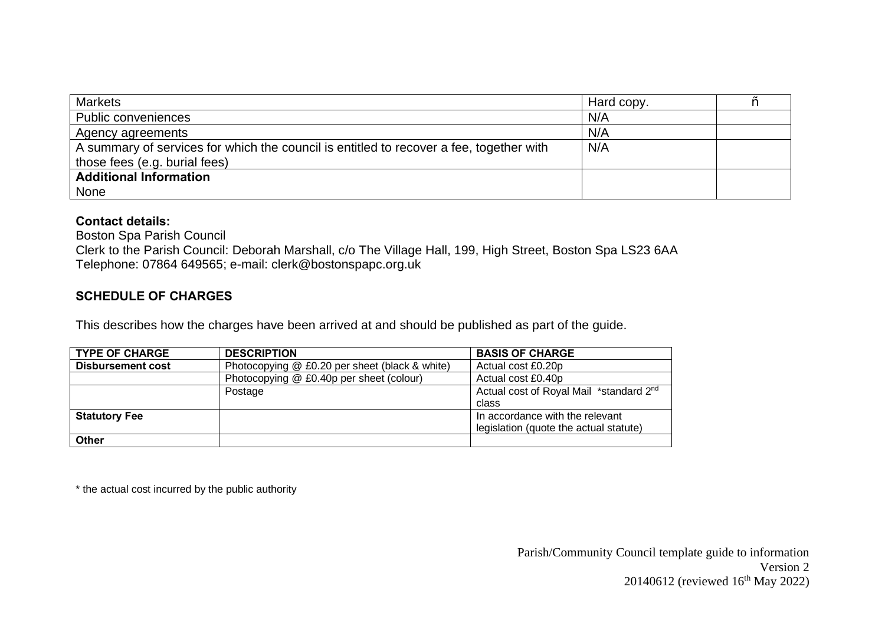| | | |
|---|---|---|
| Markets | Hard copy. | ñ |
| Public conveniences | N/A | |
| Agency agreements | N/A | |
| A summary of services for which the council is entitled to recover a fee, together with those fees (e.g. burial fees) | N/A | |
| **Additional Information**<br>None | | |

**Contact details:**
Boston Spa Parish Council
Clerk to the Parish Council: Deborah Marshall, c/o The Village Hall, 199, High Street, Boston Spa LS23 6AA
Telephone: 07864 649565; e-mail: clerk@bostonspapc.org.uk

## SCHEDULE OF CHARGES

This describes how the charges have been arrived at and should be published as part of the guide.

| TYPE OF CHARGE | DESCRIPTION | BASIS OF CHARGE |
|---|---|---|
| **Disbursement cost** | Photocopying @ £0.20 per sheet (black & white) | Actual cost £0.20p |
| | Photocopying @ £0.40p per sheet (colour) | Actual cost £0.40p |
| | Postage | Actual cost of Royal Mail *standard 2nd class |
| **Statutory Fee** | | In accordance with the relevant legislation (quote the actual statute) |
| **Other** | | |

* the actual cost incurred by the public authority

Parish/Community Council template guide to information
Version 2
20140612 (reviewed 16th May 2022)